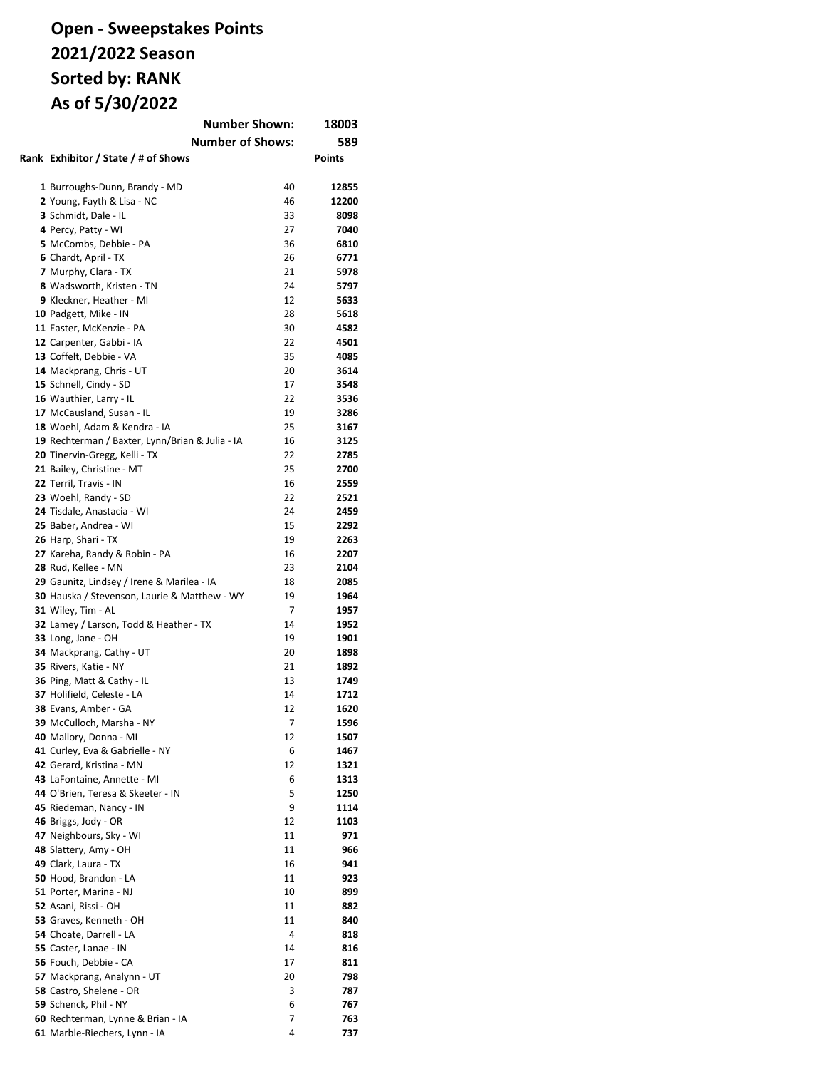# Open - Sweepstakes Points
# 2021/2022 Season
# Sorted by: RANK
# As of 5/30/2022

**Number Shown:** 18003

**Number of Shows:** 589

| Rank | Exhibitor / State / # of Shows | | Points |
|---|---|---|---|
| 1 | Burroughs-Dunn, Brandy - MD | 40 | 12855 |
| 2 | Young, Fayth & Lisa - NC | 46 | 12200 |
| 3 | Schmidt, Dale - IL | 33 | 8098 |
| 4 | Percy, Patty - WI | 27 | 7040 |
| 5 | McCombs, Debbie - PA | 36 | 6810 |
| 6 | Chardt, April - TX | 26 | 6771 |
| 7 | Murphy, Clara - TX | 21 | 5978 |
| 8 | Wadsworth, Kristen - TN | 24 | 5797 |
| 9 | Kleckner, Heather - MI | 12 | 5633 |
| 10 | Padgett, Mike - IN | 28 | 5618 |
| 11 | Easter, McKenzie - PA | 30 | 4582 |
| 12 | Carpenter, Gabbi - IA | 22 | 4501 |
| 13 | Coffelt, Debbie - VA | 35 | 4085 |
| 14 | Mackprang, Chris - UT | 20 | 3614 |
| 15 | Schnell, Cindy - SD | 17 | 3548 |
| 16 | Wauthier, Larry - IL | 22 | 3536 |
| 17 | McCausland, Susan - IL | 19 | 3286 |
| 18 | Woehl, Adam & Kendra - IA | 25 | 3167 |
| 19 | Rechterman / Baxter, Lynn/Brian & Julia - IA | 16 | 3125 |
| 20 | Tinervin-Gregg, Kelli - TX | 22 | 2785 |
| 21 | Bailey, Christine - MT | 25 | 2700 |
| 22 | Terril, Travis - IN | 16 | 2559 |
| 23 | Woehl, Randy - SD | 22 | 2521 |
| 24 | Tisdale, Anastacia - WI | 24 | 2459 |
| 25 | Baber, Andrea - WI | 15 | 2292 |
| 26 | Harp, Shari - TX | 19 | 2263 |
| 27 | Kareha, Randy & Robin - PA | 16 | 2207 |
| 28 | Rud, Kellee - MN | 23 | 2104 |
| 29 | Gaunitz, Lindsey / Irene & Marilea - IA | 18 | 2085 |
| 30 | Hauska / Stevenson, Laurie & Matthew - WY | 19 | 1964 |
| 31 | Wiley, Tim - AL | 7 | 1957 |
| 32 | Lamey / Larson, Todd & Heather - TX | 14 | 1952 |
| 33 | Long, Jane - OH | 19 | 1901 |
| 34 | Mackprang, Cathy - UT | 20 | 1898 |
| 35 | Rivers, Katie - NY | 21 | 1892 |
| 36 | Ping, Matt & Cathy - IL | 13 | 1749 |
| 37 | Holifield, Celeste - LA | 14 | 1712 |
| 38 | Evans, Amber - GA | 12 | 1620 |
| 39 | McCulloch, Marsha - NY | 7 | 1596 |
| 40 | Mallory, Donna - MI | 12 | 1507 |
| 41 | Curley, Eva & Gabrielle - NY | 6 | 1467 |
| 42 | Gerard, Kristina - MN | 12 | 1321 |
| 43 | LaFontaine, Annette - MI | 6 | 1313 |
| 44 | O'Brien, Teresa & Skeeter - IN | 5 | 1250 |
| 45 | Riedeman, Nancy - IN | 9 | 1114 |
| 46 | Briggs, Jody - OR | 12 | 1103 |
| 47 | Neighbours, Sky - WI | 11 | 971 |
| 48 | Slattery, Amy - OH | 11 | 966 |
| 49 | Clark, Laura - TX | 16 | 941 |
| 50 | Hood, Brandon - LA | 11 | 923 |
| 51 | Porter, Marina - NJ | 10 | 899 |
| 52 | Asani, Rissi - OH | 11 | 882 |
| 53 | Graves, Kenneth - OH | 11 | 840 |
| 54 | Choate, Darrell - LA | 4 | 818 |
| 55 | Caster, Lanae - IN | 14 | 816 |
| 56 | Fouch, Debbie - CA | 17 | 811 |
| 57 | Mackprang, Analynn - UT | 20 | 798 |
| 58 | Castro, Shelene - OR | 3 | 787 |
| 59 | Schenck, Phil - NY | 6 | 767 |
| 60 | Rechterman, Lynne & Brian - IA | 7 | 763 |
| 61 | Marble-Riechers, Lynn - IA | 4 | 737 |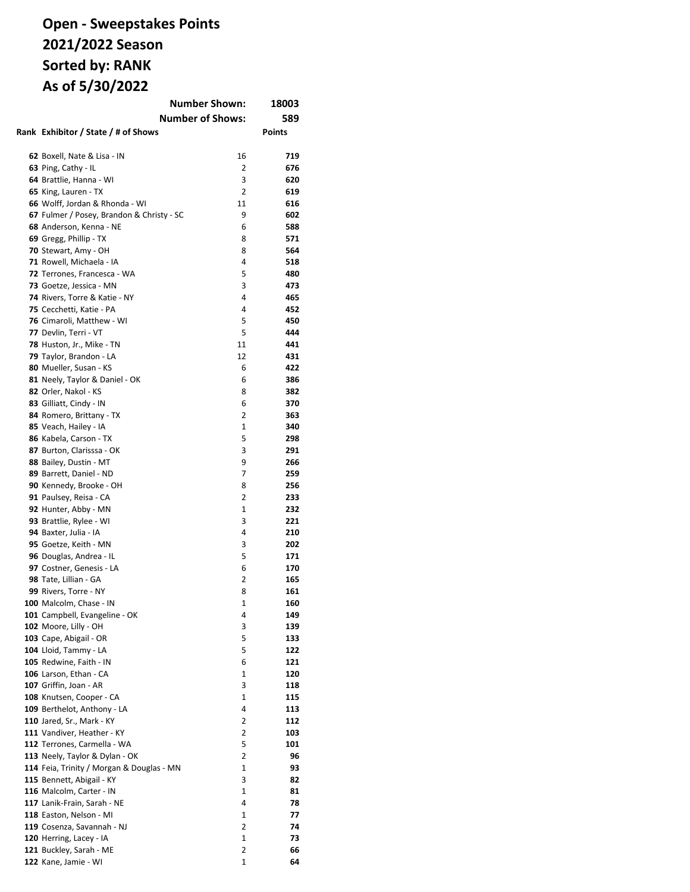# Open - Sweepstakes Points
# 2021/2022 Season
# Sorted by: RANK
# As of 5/30/2022

**Number Shown: 18003**

**Number of Shows: 589**

| Rank | Exhibitor / State / # of Shows | | Points |
|---|---|---|---|
| 62 | Boxell, Nate & Lisa - IN | 16 | 719 |
| 63 | Ping, Cathy - IL | 2 | 676 |
| 64 | Brattlie, Hanna - WI | 3 | 620 |
| 65 | King, Lauren - TX | 2 | 619 |
| 66 | Wolff, Jordan & Rhonda - WI | 11 | 616 |
| 67 | Fulmer / Posey, Brandon & Christy - SC | 9 | 602 |
| 68 | Anderson, Kenna - NE | 6 | 588 |
| 69 | Gregg, Phillip - TX | 8 | 571 |
| 70 | Stewart, Amy - OH | 8 | 564 |
| 71 | Rowell, Michaela - IA | 4 | 518 |
| 72 | Terrones, Francesca - WA | 5 | 480 |
| 73 | Goetze, Jessica - MN | 3 | 473 |
| 74 | Rivers, Torre & Katie - NY | 4 | 465 |
| 75 | Cecchetti, Katie - PA | 4 | 452 |
| 76 | Cimaroli, Matthew - WI | 5 | 450 |
| 77 | Devlin, Terri - VT | 5 | 444 |
| 78 | Huston, Jr., Mike - TN | 11 | 441 |
| 79 | Taylor, Brandon - LA | 12 | 431 |
| 80 | Mueller, Susan - KS | 6 | 422 |
| 81 | Neely, Taylor & Daniel - OK | 6 | 386 |
| 82 | Orler, Nakol - KS | 8 | 382 |
| 83 | Gilliatt, Cindy - IN | 6 | 370 |
| 84 | Romero, Brittany - TX | 2 | 363 |
| 85 | Veach, Hailey - IA | 1 | 340 |
| 86 | Kabela, Carson - TX | 5 | 298 |
| 87 | Burton, Clarisssa - OK | 3 | 291 |
| 88 | Bailey, Dustin - MT | 9 | 266 |
| 89 | Barrett, Daniel - ND | 7 | 259 |
| 90 | Kennedy, Brooke - OH | 8 | 256 |
| 91 | Paulsey, Reisa - CA | 2 | 233 |
| 92 | Hunter, Abby - MN | 1 | 232 |
| 93 | Brattlie, Rylee - WI | 3 | 221 |
| 94 | Baxter, Julia - IA | 4 | 210 |
| 95 | Goetze, Keith - MN | 3 | 202 |
| 96 | Douglas, Andrea - IL | 5 | 171 |
| 97 | Costner, Genesis - LA | 6 | 170 |
| 98 | Tate, Lillian - GA | 2 | 165 |
| 99 | Rivers, Torre - NY | 8 | 161 |
| 100 | Malcolm, Chase - IN | 1 | 160 |
| 101 | Campbell, Evangeline - OK | 4 | 149 |
| 102 | Moore, Lilly - OH | 3 | 139 |
| 103 | Cape, Abigail - OR | 5 | 133 |
| 104 | Lloid, Tammy - LA | 5 | 122 |
| 105 | Redwine, Faith - IN | 6 | 121 |
| 106 | Larson, Ethan - CA | 1 | 120 |
| 107 | Griffin, Joan - AR | 3 | 118 |
| 108 | Knutsen, Cooper - CA | 1 | 115 |
| 109 | Berthelot, Anthony - LA | 4 | 113 |
| 110 | Jared, Sr., Mark - KY | 2 | 112 |
| 111 | Vandiver, Heather - KY | 2 | 103 |
| 112 | Terrones, Carmella - WA | 5 | 101 |
| 113 | Neely, Taylor & Dylan - OK | 2 | 96 |
| 114 | Feia, Trinity / Morgan & Douglas - MN | 1 | 93 |
| 115 | Bennett, Abigail - KY | 3 | 82 |
| 116 | Malcolm, Carter - IN | 1 | 81 |
| 117 | Lanik-Frain, Sarah - NE | 4 | 78 |
| 118 | Easton, Nelson - MI | 1 | 77 |
| 119 | Cosenza, Savannah - NJ | 2 | 74 |
| 120 | Herring, Lacey - IA | 1 | 73 |
| 121 | Buckley, Sarah - ME | 2 | 66 |
| 122 | Kane, Jamie - WI | 1 | 64 |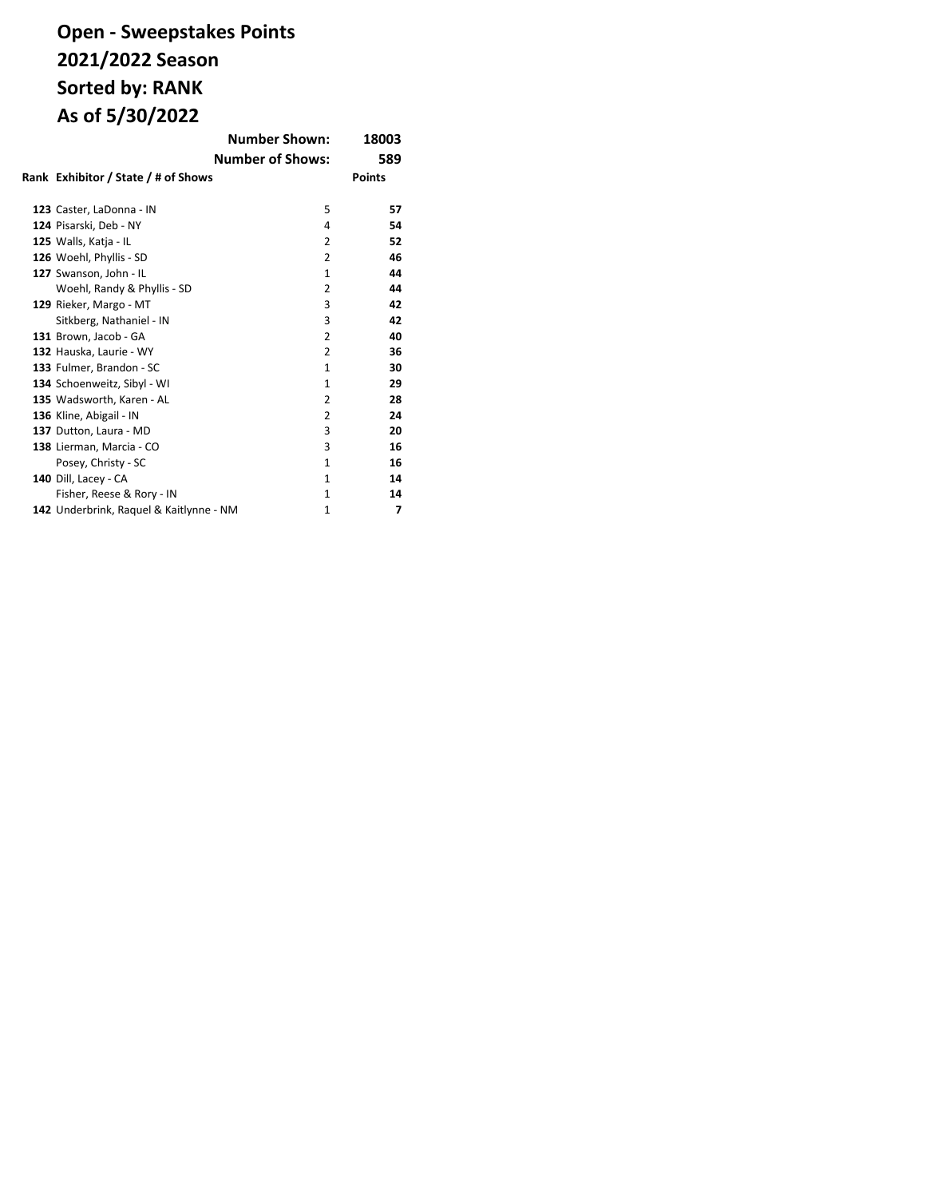# Open - Sweepstakes Points
# 2021/2022 Season
# Sorted by: RANK
# As of 5/30/2022

**Number Shown:** 18003

**Number of Shows:** 589

| Rank | Exhibitor / State / # of Shows | | Points |
|---|---|---|---|
| **123** | Caster, LaDonna - IN | 5 | **57** |
| **124** | Pisarski, Deb - NY | 4 | **54** |
| **125** | Walls, Katja - IL | 2 | **52** |
| **126** | Woehl, Phyllis - SD | 2 | **46** |
| **127** | Swanson, John - IL | 1 | **44** |
| | Woehl, Randy & Phyllis - SD | 2 | **44** |
| **129** | Rieker, Margo - MT | 3 | **42** |
| | Sitkberg, Nathaniel - IN | 3 | **42** |
| **131** | Brown, Jacob - GA | 2 | **40** |
| **132** | Hauska, Laurie - WY | 2 | **36** |
| **133** | Fulmer, Brandon - SC | 1 | **30** |
| **134** | Schoenweitz, Sibyl - WI | 1 | **29** |
| **135** | Wadsworth, Karen - AL | 2 | **28** |
| **136** | Kline, Abigail - IN | 2 | **24** |
| **137** | Dutton, Laura - MD | 3 | **20** |
| **138** | Lierman, Marcia - CO | 3 | **16** |
| | Posey, Christy - SC | 1 | **16** |
| **140** | Dill, Lacey - CA | 1 | **14** |
| | Fisher, Reese & Rory - IN | 1 | **14** |
| **142** | Underbrink, Raquel & Kaitlynne - NM | 1 | **7** |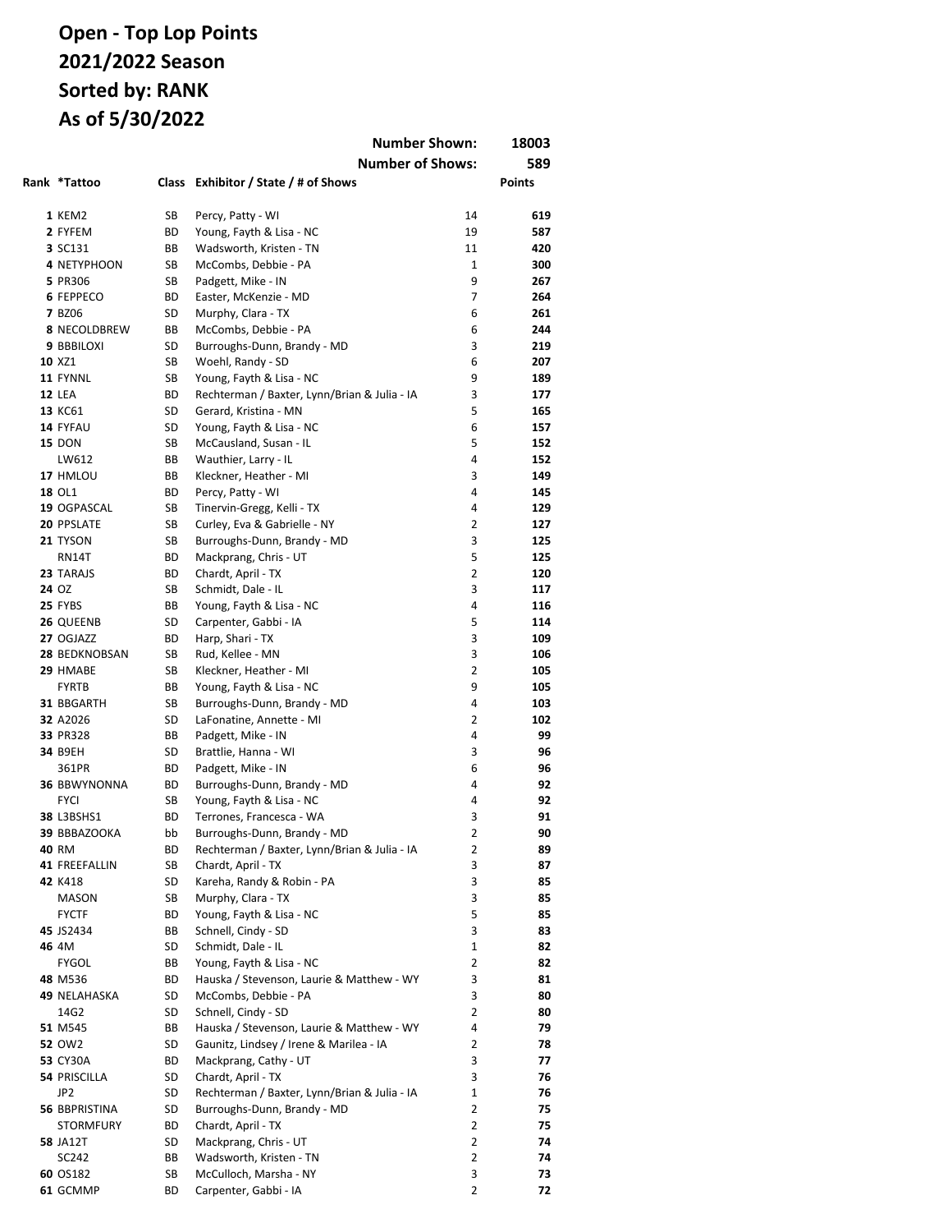# Open - Top Lop Points
# 2021/2022 Season
# Sorted by: RANK
# As of 5/30/2022

| | | | Number Shown: | | 18003 |
|---|---|---|---|---|---|
| | | | **Number of Shows:** | | **589** |
| **Rank** | ***Tattoo** | **Class** | **Exhibitor / State / # of Shows** | | **Points** |
| **1** | KEM2 | SB | Percy, Patty - WI | 14 | **619** |
| **2** | FYFEM | BD | Young, Fayth & Lisa - NC | 19 | **587** |
| **3** | SC131 | BB | Wadsworth, Kristen - TN | 11 | **420** |
| **4** | NETYPHOON | SB | McCombs, Debbie - PA | 1 | **300** |
| **5** | PR306 | SB | Padgett, Mike - IN | 9 | **267** |
| **6** | FEPPECO | BD | Easter, McKenzie - MD | 7 | **264** |
| **7** | BZ06 | SD | Murphy, Clara - TX | 6 | **261** |
| **8** | NECOLDBREW | BB | McCombs, Debbie - PA | 6 | **244** |
| **9** | BBBILOXI | SD | Burroughs-Dunn, Brandy - MD | 3 | **219** |
| **10** | XZ1 | SB | Woehl, Randy - SD | 6 | **207** |
| **11** | FYNNL | SB | Young, Fayth & Lisa - NC | 9 | **189** |
| **12** | LEA | BD | Rechterman / Baxter, Lynn/Brian & Julia - IA | 3 | **177** |
| **13** | KC61 | SD | Gerard, Kristina - MN | 5 | **165** |
| **14** | FYFAU | SD | Young, Fayth & Lisa - NC | 6 | **157** |
| **15** | DON | SB | McCausland, Susan - IL | 5 | **152** |
| | LW612 | BB | Wauthier, Larry - IL | 4 | **152** |
| **17** | HMLOU | BB | Kleckner, Heather - MI | 3 | **149** |
| **18** | OL1 | BD | Percy, Patty - WI | 4 | **145** |
| **19** | OGPASCAL | SB | Tinervin-Gregg, Kelli - TX | 4 | **129** |
| **20** | PPSLATE | SB | Curley, Eva & Gabrielle - NY | 2 | **127** |
| **21** | TYSON | SB | Burroughs-Dunn, Brandy - MD | 3 | **125** |
| | RN14T | BD | Mackprang, Chris - UT | 5 | **125** |
| **23** | TARAJS | BD | Chardt, April - TX | 2 | **120** |
| **24** | OZ | SB | Schmidt, Dale - IL | 3 | **117** |
| **25** | FYBS | BB | Young, Fayth & Lisa - NC | 4 | **116** |
| **26** | QUEENB | SD | Carpenter, Gabbi - IA | 5 | **114** |
| **27** | OGJAZZ | BD | Harp, Shari - TX | 3 | **109** |
| **28** | BEDKNOBSAN | SB | Rud, Kellee - MN | 3 | **106** |
| **29** | HMABE | SB | Kleckner, Heather - MI | 2 | **105** |
| | FYRTB | BB | Young, Fayth & Lisa - NC | 9 | **105** |
| **31** | BBGARTH | SB | Burroughs-Dunn, Brandy - MD | 4 | **103** |
| **32** | A2026 | SD | LaFonatine, Annette - MI | 2 | **102** |
| **33** | PR328 | BB | Padgett, Mike - IN | 4 | **99** |
| **34** | B9EH | SD | Brattlie, Hanna - WI | 3 | **96** |
| | 361PR | BD | Padgett, Mike - IN | 6 | **96** |
| **36** | BBWYNONNA | BD | Burroughs-Dunn, Brandy - MD | 4 | **92** |
| | FYCI | SB | Young, Fayth & Lisa - NC | 4 | **92** |
| **38** | L3BSHS1 | BD | Terrones, Francesca - WA | 3 | **91** |
| **39** | BBBAZOOKA | bb | Burroughs-Dunn, Brandy - MD | 2 | **90** |
| **40** | RM | BD | Rechterman / Baxter, Lynn/Brian & Julia - IA | 2 | **89** |
| **41** | FREEFALLIN | SB | Chardt, April - TX | 3 | **87** |
| **42** | K418 | SD | Kareha, Randy & Robin - PA | 3 | **85** |
| | MASON | SB | Murphy, Clara - TX | 3 | **85** |
| | FYCTF | BD | Young, Fayth & Lisa - NC | 5 | **85** |
| **45** | JS2434 | BB | Schnell, Cindy - SD | 3 | **83** |
| **46** | 4M | SD | Schmidt, Dale - IL | 1 | **82** |
| | FYGOL | BB | Young, Fayth & Lisa - NC | 2 | **82** |
| **48** | M536 | BD | Hauska / Stevenson, Laurie & Matthew - WY | 3 | **81** |
| **49** | NELAHASKA | SD | McCombs, Debbie - PA | 3 | **80** |
| | 14G2 | SD | Schnell, Cindy - SD | 2 | **80** |
| **51** | M545 | BB | Hauska / Stevenson, Laurie & Matthew - WY | 4 | **79** |
| **52** | OW2 | SD | Gaunitz, Lindsey / Irene & Marilea - IA | 2 | **78** |
| **53** | CY30A | BD | Mackprang, Cathy - UT | 3 | **77** |
| **54** | PRISCILLA | SD | Chardt, April - TX | 3 | **76** |
| | JP2 | SD | Rechterman / Baxter, Lynn/Brian & Julia - IA | 1 | **76** |
| **56** | BBPRISTINA | SD | Burroughs-Dunn, Brandy - MD | 2 | **75** |
| | STORMFURY | BD | Chardt, April - TX | 2 | **75** |
| **58** | JA12T | SD | Mackprang, Chris - UT | 2 | **74** |
| | SC242 | BB | Wadsworth, Kristen - TN | 2 | **74** |
| **60** | OS182 | SB | McCulloch, Marsha - NY | 3 | **73** |
| **61** | GCMMP | BD | Carpenter, Gabbi - IA | 2 | **72** |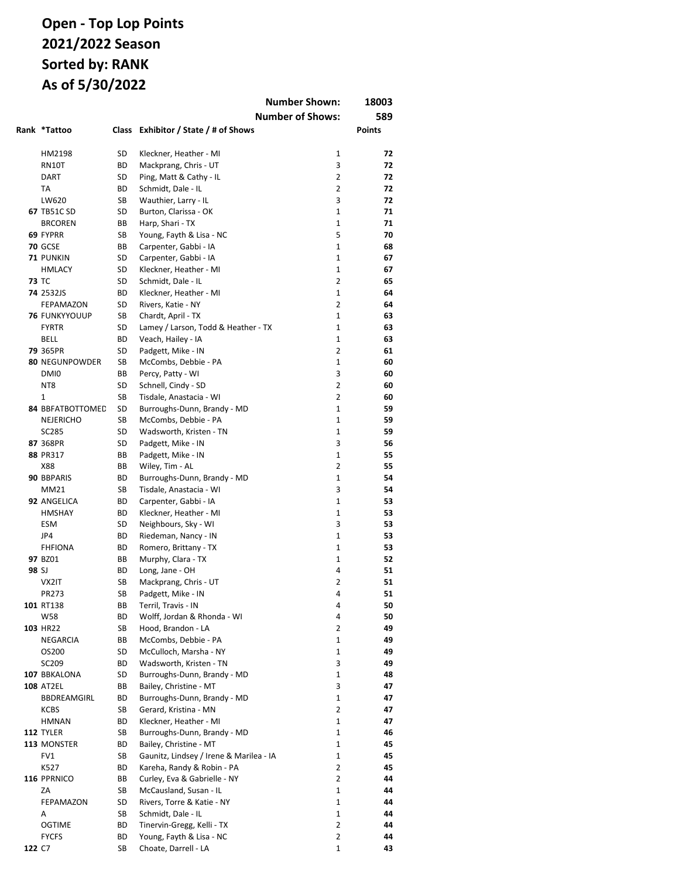# Open - Top Lop Points
# 2021/2022 Season
# Sorted by: RANK
# As of 5/30/2022

| | | | Number Shown: | 18003 |
|---|---|---|---|---|
| | | | **Number of Shows:** | **589** |

| Rank | *Tattoo | Class | Exhibitor / State / # of Shows | | Points |
|---|---|---|---|---|---|
| | HM2198 | SD | Kleckner, Heather - MI | 1 | **72** |
| | RN10T | BD | Mackprang, Chris - UT | 3 | **72** |
| | DART | SD | Ping, Matt & Cathy - IL | 2 | **72** |
| | TA | BD | Schmidt, Dale - IL | 2 | **72** |
| | LW620 | SB | Wauthier, Larry - IL | 3 | **72** |
| **67** | TB51C SD | SD | Burton, Clarissa - OK | 1 | **71** |
| | BRCOREN | BB | Harp, Shari - TX | 1 | **71** |
| **69** | FYPRR | SB | Young, Fayth & Lisa - NC | 5 | **70** |
| **70** | GCSE | BB | Carpenter, Gabbi - IA | 1 | **68** |
| **71** | PUNKIN | SD | Carpenter, Gabbi - IA | 1 | **67** |
| | HMLACY | SD | Kleckner, Heather - MI | 1 | **67** |
| **73** | TC | SD | Schmidt, Dale - IL | 2 | **65** |
| **74** | 2532JS | BD | Kleckner, Heather - MI | 1 | **64** |
| | FEPAMAZON | SD | Rivers, Katie - NY | 2 | **64** |
| **76** | FUNKYYOUUP | SB | Chardt, April - TX | 1 | **63** |
| | FYRTR | SD | Lamey / Larson, Todd & Heather - TX | 1 | **63** |
| | BELL | BD | Veach, Hailey - IA | 1 | **63** |
| **79** | 365PR | SD | Padgett, Mike - IN | 2 | **61** |
| **80** | NEGUNPOWDER | SB | McCombs, Debbie - PA | 1 | **60** |
| | DMI0 | BB | Percy, Patty - WI | 3 | **60** |
| | NT8 | SD | Schnell, Cindy - SD | 2 | **60** |
| | 1 | SB | Tisdale, Anastacia - WI | 2 | **60** |
| **84** | BBFATBOTTOMED | SD | Burroughs-Dunn, Brandy - MD | 1 | **59** |
| | NEJERICHO | SB | McCombs, Debbie - PA | 1 | **59** |
| | SC285 | SD | Wadsworth, Kristen - TN | 1 | **59** |
| **87** | 368PR | SD | Padgett, Mike - IN | 3 | **56** |
| **88** | PR317 | BB | Padgett, Mike - IN | 1 | **55** |
| | X88 | BB | Wiley, Tim - AL | 2 | **55** |
| **90** | BBPARIS | BD | Burroughs-Dunn, Brandy - MD | 1 | **54** |
| | MM21 | SB | Tisdale, Anastacia - WI | 3 | **54** |
| **92** | ANGELICA | BD | Carpenter, Gabbi - IA | 1 | **53** |
| | HMSHAY | BD | Kleckner, Heather - MI | 1 | **53** |
| | ESM | SD | Neighbours, Sky - WI | 3 | **53** |
| | JP4 | BD | Riedeman, Nancy - IN | 1 | **53** |
| | FHFIONA | BD | Romero, Brittany - TX | 1 | **53** |
| **97** | BZ01 | BB | Murphy, Clara - TX | 1 | **52** |
| **98** | SJ | BD | Long, Jane - OH | 4 | **51** |
| | VX2IT | SB | Mackprang, Chris - UT | 2 | **51** |
| | PR273 | SB | Padgett, Mike - IN | 4 | **51** |
| **101** | RT138 | BB | Terril, Travis - IN | 4 | **50** |
| | W58 | BD | Wolff, Jordan & Rhonda - WI | 4 | **50** |
| **103** | HR22 | SB | Hood, Brandon - LA | 2 | **49** |
| | NEGARCIA | BB | McCombs, Debbie - PA | 1 | **49** |
| | OS200 | SD | McCulloch, Marsha - NY | 1 | **49** |
| | SC209 | BD | Wadsworth, Kristen - TN | 3 | **49** |
| **107** | BBKALONA | SD | Burroughs-Dunn, Brandy - MD | 1 | **48** |
| **108** | AT2EL | BB | Bailey, Christine - MT | 3 | **47** |
| | BBDREAMGIRL | BD | Burroughs-Dunn, Brandy - MD | 1 | **47** |
| | KCBS | SB | Gerard, Kristina - MN | 2 | **47** |
| | HMNAN | BD | Kleckner, Heather - MI | 1 | **47** |
| **112** | TYLER | SB | Burroughs-Dunn, Brandy - MD | 1 | **46** |
| **113** | MONSTER | BD | Bailey, Christine - MT | 1 | **45** |
| | FV1 | SB | Gaunitz, Lindsey / Irene & Marilea - IA | 1 | **45** |
| | K527 | BD | Kareha, Randy & Robin - PA | 2 | **45** |
| **116** | PPRNICO | BB | Curley, Eva & Gabrielle - NY | 2 | **44** |
| | ZA | SB | McCausland, Susan - IL | 1 | **44** |
| | FEPAMAZON | SD | Rivers, Torre & Katie - NY | 1 | **44** |
| | A | SB | Schmidt, Dale - IL | 1 | **44** |
| | OGTIME | BD | Tinervin-Gregg, Kelli - TX | 2 | **44** |
| | FYCFS | BD | Young, Fayth & Lisa - NC | 2 | **44** |
| **122** | C7 | SB | Choate, Darrell - LA | 1 | **43** |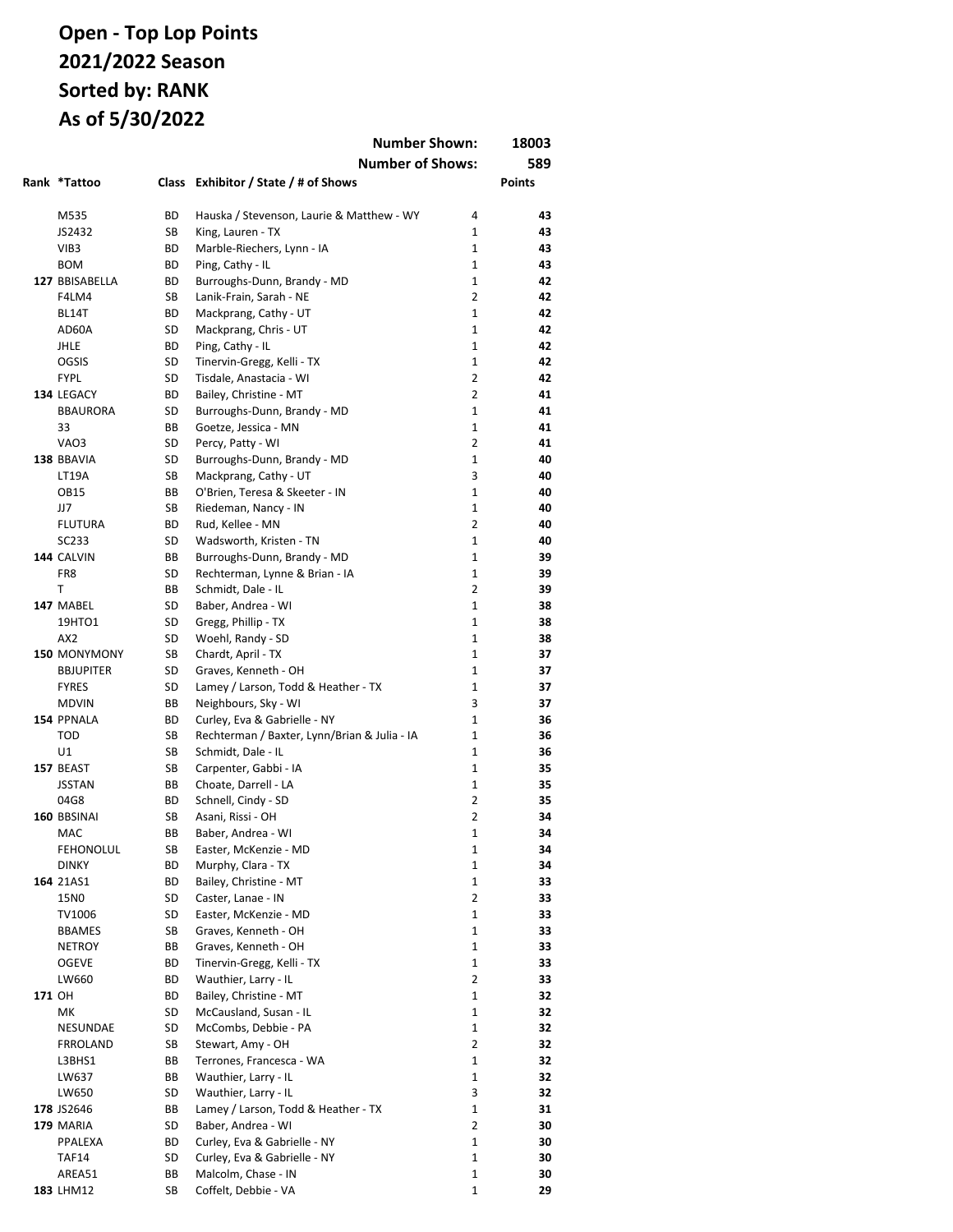# Open - Top Lop Points
# 2021/2022 Season
# Sorted by: RANK
# As of 5/30/2022

| | | | Number Shown: | | 18003 |
|---|---|---|---|---|---|
| | | | Number of Shows: | | 589 |
| Rank | *Tattoo | Class | Exhibitor / State / # of Shows | | Points |
| | M535 | BD | Hauska / Stevenson, Laurie & Matthew - WY | 4 | 43 |
| | JS2432 | SB | King, Lauren - TX | 1 | 43 |
| | VIB3 | BD | Marble-Riechers, Lynn - IA | 1 | 43 |
| | BOM | BD | Ping, Cathy - IL | 1 | 43 |
| 127 | BBISABELLA | BD | Burroughs-Dunn, Brandy - MD | 1 | 42 |
| | F4LM4 | SB | Lanik-Frain, Sarah - NE | 2 | 42 |
| | BL14T | BD | Mackprang, Cathy - UT | 1 | 42 |
| | AD60A | SD | Mackprang, Chris - UT | 1 | 42 |
| | JHLE | BD | Ping, Cathy - IL | 1 | 42 |
| | OGSIS | SD | Tinervin-Gregg, Kelli - TX | 1 | 42 |
| | FYPL | SD | Tisdale, Anastacia - WI | 2 | 42 |
| 134 | LEGACY | BD | Bailey, Christine - MT | 2 | 41 |
| | BBAURORA | SD | Burroughs-Dunn, Brandy - MD | 1 | 41 |
| | 33 | BB | Goetze, Jessica - MN | 1 | 41 |
| | VAO3 | SD | Percy, Patty - WI | 2 | 41 |
| 138 | BBAVIA | SD | Burroughs-Dunn, Brandy - MD | 1 | 40 |
| | LT19A | SB | Mackprang, Cathy - UT | 3 | 40 |
| | OB15 | BB | O'Brien, Teresa & Skeeter - IN | 1 | 40 |
| | JJ7 | SB | Riedeman, Nancy - IN | 1 | 40 |
| | FLUTURA | BD | Rud, Kellee - MN | 2 | 40 |
| | SC233 | SD | Wadsworth, Kristen - TN | 1 | 40 |
| 144 | CALVIN | BB | Burroughs-Dunn, Brandy - MD | 1 | 39 |
| | FR8 | SD | Rechterman, Lynne & Brian - IA | 1 | 39 |
| | T | BB | Schmidt, Dale - IL | 2 | 39 |
| 147 | MABEL | SD | Baber, Andrea - WI | 1 | 38 |
| | 19HTO1 | SD | Gregg, Phillip - TX | 1 | 38 |
| | AX2 | SD | Woehl, Randy - SD | 1 | 38 |
| 150 | MONYMONY | SB | Chardt, April - TX | 1 | 37 |
| | BBJUPITER | SD | Graves, Kenneth - OH | 1 | 37 |
| | FYRES | SD | Lamey / Larson, Todd & Heather - TX | 1 | 37 |
| | MDVIN | BB | Neighbours, Sky - WI | 3 | 37 |
| 154 | PPNALA | BD | Curley, Eva & Gabrielle - NY | 1 | 36 |
| | TOD | SB | Rechterman / Baxter, Lynn/Brian & Julia - IA | 1 | 36 |
| | U1 | SB | Schmidt, Dale - IL | 1 | 36 |
| 157 | BEAST | SB | Carpenter, Gabbi - IA | 1 | 35 |
| | JSSTAN | BB | Choate, Darrell - LA | 1 | 35 |
| | 04G8 | BD | Schnell, Cindy - SD | 2 | 35 |
| 160 | BBSINAI | SB | Asani, Rissi - OH | 2 | 34 |
| | MAC | BB | Baber, Andrea - WI | 1 | 34 |
| | FEHONOLUL | SB | Easter, McKenzie - MD | 1 | 34 |
| | DINKY | BD | Murphy, Clara - TX | 1 | 34 |
| 164 | 21AS1 | BD | Bailey, Christine - MT | 1 | 33 |
| | 15N0 | SD | Caster, Lanae - IN | 2 | 33 |
| | TV1006 | SD | Easter, McKenzie - MD | 1 | 33 |
| | BBAMES | SB | Graves, Kenneth - OH | 1 | 33 |
| | NETROY | BB | Graves, Kenneth - OH | 1 | 33 |
| | OGEVE | BD | Tinervin-Gregg, Kelli - TX | 1 | 33 |
| | LW660 | BD | Wauthier, Larry - IL | 2 | 33 |
| 171 | OH | BD | Bailey, Christine - MT | 1 | 32 |
| | MK | SD | McCausland, Susan - IL | 1 | 32 |
| | NESUNDAE | SD | McCombs, Debbie - PA | 1 | 32 |
| | FRROLAND | SB | Stewart, Amy - OH | 2 | 32 |
| | L3BHS1 | BB | Terrones, Francesca - WA | 1 | 32 |
| | LW637 | BB | Wauthier, Larry - IL | 1 | 32 |
| | LW650 | SD | Wauthier, Larry - IL | 3 | 32 |
| 178 | JS2646 | BB | Lamey / Larson, Todd & Heather - TX | 1 | 31 |
| 179 | MARIA | SD | Baber, Andrea - WI | 2 | 30 |
| | PPALEXA | BD | Curley, Eva & Gabrielle - NY | 1 | 30 |
| | TAF14 | SD | Curley, Eva & Gabrielle - NY | 1 | 30 |
| | AREA51 | BB | Malcolm, Chase - IN | 1 | 30 |
| 183 | LHM12 | SB | Coffelt, Debbie - VA | 1 | 29 |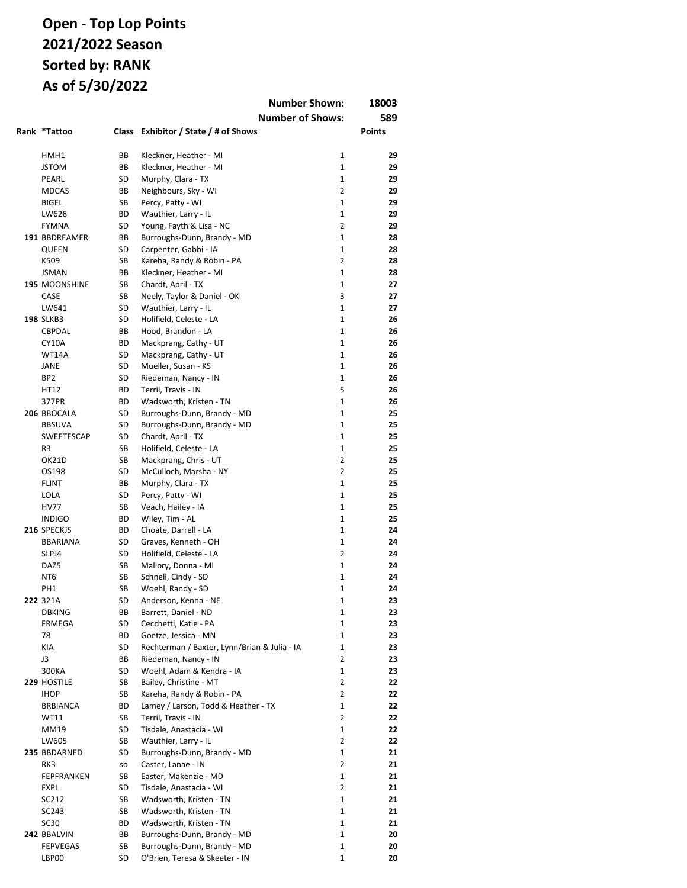# Open - Top Lop Points
# 2021/2022 Season
# Sorted by: RANK
# As of 5/30/2022

| | | | Number Shown: | 18003 |
|---|---|---|---|---|
| | | | Number of Shows: | 589 |

| Rank | *Tattoo | Class | Exhibitor / State / # of Shows | | Points |
|---|---|---|---|---|---|
| | HMH1 | BB | Kleckner, Heather - MI | 1 | 29 |
| | JSTOM | BB | Kleckner, Heather - MI | 1 | 29 |
| | PEARL | SD | Murphy, Clara - TX | 1 | 29 |
| | MDCAS | BB | Neighbours, Sky - WI | 2 | 29 |
| | BIGEL | SB | Percy, Patty - WI | 1 | 29 |
| | LW628 | BD | Wauthier, Larry - IL | 1 | 29 |
| | FYMNA | SD | Young, Fayth & Lisa - NC | 2 | 29 |
| 191 | BBDREAMER | BB | Burroughs-Dunn, Brandy - MD | 1 | 28 |
| | QUEEN | SD | Carpenter, Gabbi - IA | 1 | 28 |
| | K509 | SB | Kareha, Randy & Robin - PA | 2 | 28 |
| | JSMAN | BB | Kleckner, Heather - MI | 1 | 28 |
| 195 | MOONSHINE | SB | Chardt, April - TX | 1 | 27 |
| | CASE | SB | Neely, Taylor & Daniel - OK | 3 | 27 |
| | LW641 | SD | Wauthier, Larry - IL | 1 | 27 |
| 198 | SLKB3 | SD | Holifield, Celeste - LA | 1 | 26 |
| | CBPDAL | BB | Hood, Brandon - LA | 1 | 26 |
| | CY10A | BD | Mackprang, Cathy - UT | 1 | 26 |
| | WT14A | SD | Mackprang, Cathy - UT | 1 | 26 |
| | JANE | SD | Mueller, Susan - KS | 1 | 26 |
| | BP2 | SD | Riedeman, Nancy - IN | 1 | 26 |
| | HT12 | BD | Terril, Travis - IN | 5 | 26 |
| | 377PR | BD | Wadsworth, Kristen - TN | 1 | 26 |
| 206 | BBOCALA | SD | Burroughs-Dunn, Brandy - MD | 1 | 25 |
| | BBSUVA | SD | Burroughs-Dunn, Brandy - MD | 1 | 25 |
| | SWEETESCAP | SD | Chardt, April - TX | 1 | 25 |
| | R3 | SB | Holifield, Celeste - LA | 1 | 25 |
| | OK21D | SB | Mackprang, Chris - UT | 2 | 25 |
| | OS198 | SD | McCulloch, Marsha - NY | 2 | 25 |
| | FLINT | BB | Murphy, Clara - TX | 1 | 25 |
| | LOLA | SD | Percy, Patty - WI | 1 | 25 |
| | HV77 | SB | Veach, Hailey - IA | 1 | 25 |
| | INDIGO | BD | Wiley, Tim - AL | 1 | 25 |
| 216 | SPECKJS | BD | Choate, Darrell - LA | 1 | 24 |
| | BBARIANA | SD | Graves, Kenneth - OH | 1 | 24 |
| | SLPJ4 | SD | Holifield, Celeste - LA | 2 | 24 |
| | DAZ5 | SB | Mallory, Donna - MI | 1 | 24 |
| | NT6 | SB | Schnell, Cindy - SD | 1 | 24 |
| | PH1 | SB | Woehl, Randy - SD | 1 | 24 |
| 222 | 321A | SD | Anderson, Kenna - NE | 1 | 23 |
| | DBKING | BB | Barrett, Daniel - ND | 1 | 23 |
| | FRMEGA | SD | Cecchetti, Katie - PA | 1 | 23 |
| | 78 | BD | Goetze, Jessica - MN | 1 | 23 |
| | KIA | SD | Rechterman / Baxter, Lynn/Brian & Julia - IA | 1 | 23 |
| | J3 | BB | Riedeman, Nancy - IN | 2 | 23 |
| | 300KA | SD | Woehl, Adam & Kendra - IA | 1 | 23 |
| 229 | HOSTILE | SB | Bailey, Christine - MT | 2 | 22 |
| | IHOP | SB | Kareha, Randy & Robin - PA | 2 | 22 |
| | BRBIANCA | BD | Lamey / Larson, Todd & Heather - TX | 1 | 22 |
| | WT11 | SB | Terril, Travis - IN | 2 | 22 |
| | MM19 | SD | Tisdale, Anastacia - WI | 1 | 22 |
| | LW605 | SB | Wauthier, Larry - IL | 2 | 22 |
| 235 | BBDARNED | SD | Burroughs-Dunn, Brandy - MD | 1 | 21 |
| | RK3 | sb | Caster, Lanae - IN | 2 | 21 |
| | FEPFRANKEN | SB | Easter, Makenzie - MD | 1 | 21 |
| | FXPL | SD | Tisdale, Anastacia - WI | 2 | 21 |
| | SC212 | SB | Wadsworth, Kristen - TN | 1 | 21 |
| | SC243 | SB | Wadsworth, Kristen - TN | 1 | 21 |
| | SC30 | BD | Wadsworth, Kristen - TN | 1 | 21 |
| 242 | BBALVIN | BB | Burroughs-Dunn, Brandy - MD | 1 | 20 |
| | FEPVEGAS | SB | Burroughs-Dunn, Brandy - MD | 1 | 20 |
| | LBP00 | SD | O'Brien, Teresa & Skeeter - IN | 1 | 20 |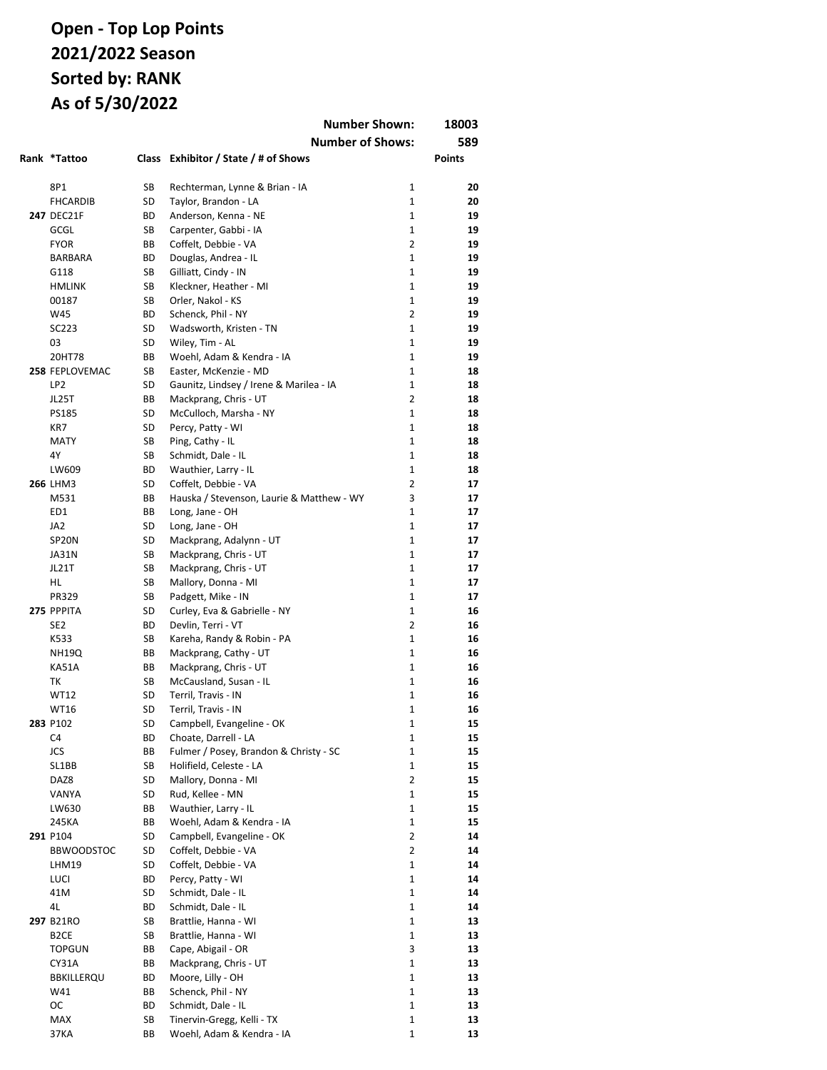# Open - Top Lop Points
# 2021/2022 Season
# Sorted by: RANK
# As of 5/30/2022

| | | | Number Shown: | | 18003 |
|---|---|---|---|---|---|
| | | | **Number of Shows:** | | **589** |
| **Rank** | **\*Tattoo** | **Class** | **Exhibitor / State / # of Shows** | | **Points** |
| | 8P1 | SB | Rechterman, Lynne & Brian - IA | 1 | **20** |
| | FHCARDIB | SD | Taylor, Brandon - LA | 1 | **20** |
| **247** | DEC21F | BD | Anderson, Kenna - NE | 1 | **19** |
| | GCGL | SB | Carpenter, Gabbi - IA | 1 | **19** |
| | FYOR | BB | Coffelt, Debbie - VA | 2 | **19** |
| | BARBARA | BD | Douglas, Andrea - IL | 1 | **19** |
| | G118 | SB | Gilliatt, Cindy - IN | 1 | **19** |
| | HMLINK | SB | Kleckner, Heather - MI | 1 | **19** |
| | 00187 | SB | Orler, Nakol - KS | 1 | **19** |
| | W45 | BD | Schenck, Phil - NY | 2 | **19** |
| | SC223 | SD | Wadsworth, Kristen - TN | 1 | **19** |
| | 03 | SD | Wiley, Tim - AL | 1 | **19** |
| | 20HT78 | BB | Woehl, Adam & Kendra - IA | 1 | **19** |
| **258** | FEPLOVEMAC | SB | Easter, McKenzie - MD | 1 | **18** |
| | LP2 | SD | Gaunitz, Lindsey / Irene & Marilea - IA | 1 | **18** |
| | JL25T | BB | Mackprang, Chris - UT | 2 | **18** |
| | PS185 | SD | McCulloch, Marsha - NY | 1 | **18** |
| | KR7 | SD | Percy, Patty - WI | 1 | **18** |
| | MATY | SB | Ping, Cathy - IL | 1 | **18** |
| | 4Y | SB | Schmidt, Dale - IL | 1 | **18** |
| | LW609 | BD | Wauthier, Larry - IL | 1 | **18** |
| **266** | LHM3 | SD | Coffelt, Debbie - VA | 2 | **17** |
| | M531 | BB | Hauska / Stevenson, Laurie & Matthew - WY | 3 | **17** |
| | ED1 | BB | Long, Jane - OH | 1 | **17** |
| | JA2 | SD | Long, Jane - OH | 1 | **17** |
| | SP20N | SD | Mackprang, Adalynn - UT | 1 | **17** |
| | JA31N | SB | Mackprang, Chris - UT | 1 | **17** |
| | JL21T | SB | Mackprang, Chris - UT | 1 | **17** |
| | HL | SB | Mallory, Donna - MI | 1 | **17** |
| | PR329 | SB | Padgett, Mike - IN | 1 | **17** |
| **275** | PPPITA | SD | Curley, Eva & Gabrielle - NY | 1 | **16** |
| | SE2 | BD | Devlin, Terri - VT | 2 | **16** |
| | K533 | SB | Kareha, Randy & Robin - PA | 1 | **16** |
| | NH19Q | BB | Mackprang, Cathy - UT | 1 | **16** |
| | KA51A | BB | Mackprang, Chris - UT | 1 | **16** |
| | TK | SB | McCausland, Susan - IL | 1 | **16** |
| | WT12 | SD | Terril, Travis - IN | 1 | **16** |
| | WT16 | SD | Terril, Travis - IN | 1 | **16** |
| **283** | P102 | SD | Campbell, Evangeline - OK | 1 | **15** |
| | C4 | BD | Choate, Darrell - LA | 1 | **15** |
| | JCS | BB | Fulmer / Posey, Brandon & Christy - SC | 1 | **15** |
| | SL1BB | SB | Holifield, Celeste - LA | 1 | **15** |
| | DAZ8 | SD | Mallory, Donna - MI | 2 | **15** |
| | VANYA | SD | Rud, Kellee - MN | 1 | **15** |
| | LW630 | BB | Wauthier, Larry - IL | 1 | **15** |
| | 245KA | BB | Woehl, Adam & Kendra - IA | 1 | **15** |
| **291** | P104 | SD | Campbell, Evangeline - OK | 2 | **14** |
| | BBWOODSTOC | SD | Coffelt, Debbie - VA | 2 | **14** |
| | LHM19 | SD | Coffelt, Debbie - VA | 1 | **14** |
| | LUCI | BD | Percy, Patty - WI | 1 | **14** |
| | 41M | SD | Schmidt, Dale - IL | 1 | **14** |
| | 4L | BD | Schmidt, Dale - IL | 1 | **14** |
| **297** | B21RO | SB | Brattlie, Hanna - WI | 1 | **13** |
| | B2CE | SB | Brattlie, Hanna - WI | 1 | **13** |
| | TOPGUN | BB | Cape, Abigail - OR | 3 | **13** |
| | CY31A | BB | Mackprang, Chris - UT | 1 | **13** |
| | BBKILLERQU | BD | Moore, Lilly - OH | 1 | **13** |
| | W41 | BB | Schenck, Phil - NY | 1 | **13** |
| | OC | BD | Schmidt, Dale - IL | 1 | **13** |
| | MAX | SB | Tinervin-Gregg, Kelli - TX | 1 | **13** |
| | 37KA | BB | Woehl, Adam & Kendra - IA | 1 | **13** |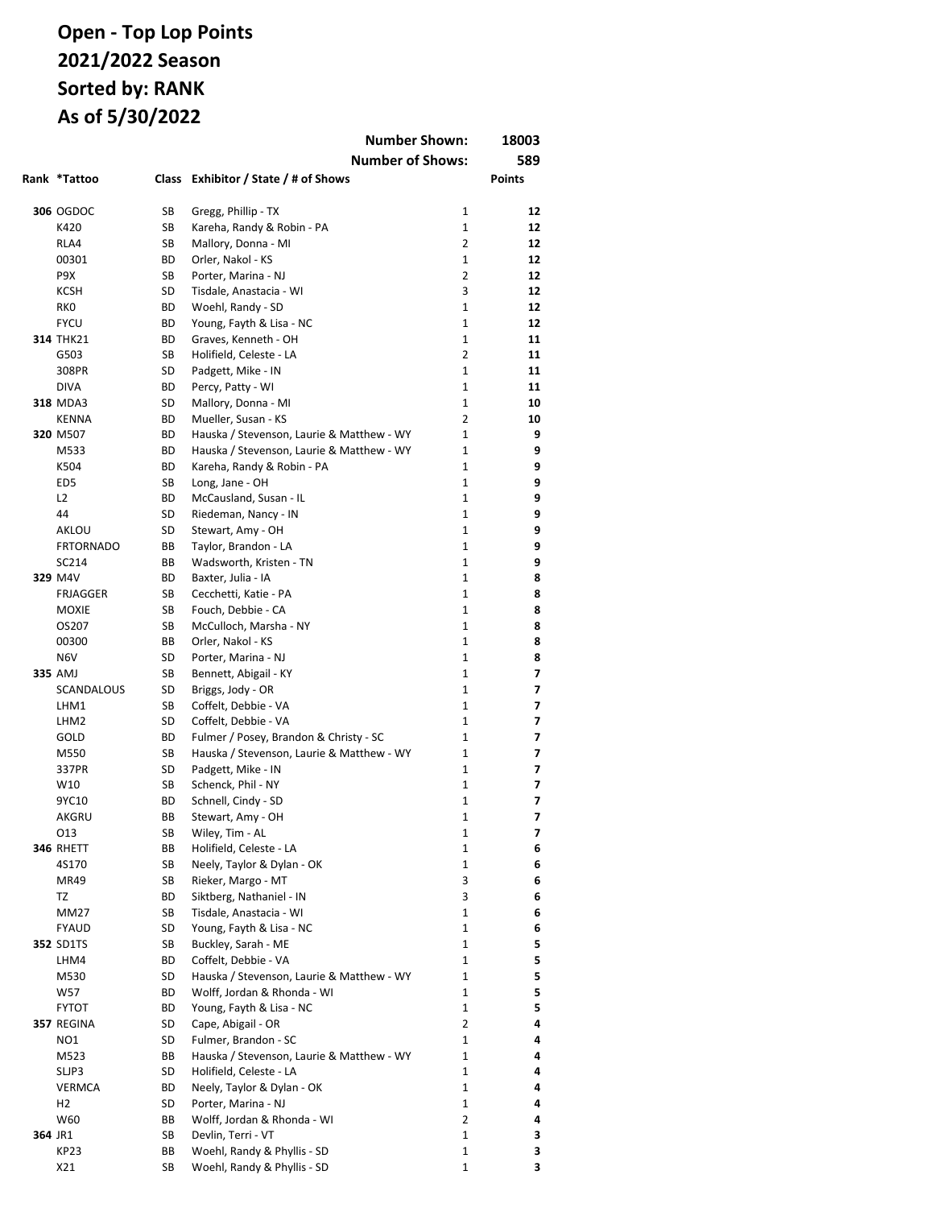# Open - Top Lop Points
# 2021/2022 Season
# Sorted by: RANK
# As of 5/30/2022

| | | | Number Shown: | | 18003 |
|---|---|---|---|---|---|
| | | | Number of Shows: | | 589 |
| Rank | *Tattoo | Class | Exhibitor / State / # of Shows | | Points |
| **306** | OGDOC | SB | Gregg, Phillip - TX | 1 | **12** |
| | K420 | SB | Kareha, Randy & Robin - PA | 1 | **12** |
| | RLA4 | SB | Mallory, Donna - MI | 2 | **12** |
| | 00301 | BD | Orler, Nakol - KS | 1 | **12** |
| | P9X | SB | Porter, Marina - NJ | 2 | **12** |
| | KCSH | SD | Tisdale, Anastacia - WI | 3 | **12** |
| | RK0 | BD | Woehl, Randy - SD | 1 | **12** |
| | FYCU | BD | Young, Fayth & Lisa - NC | 1 | **12** |
| **314** | THK21 | BD | Graves, Kenneth - OH | 1 | **11** |
| | G503 | SB | Holifield, Celeste - LA | 2 | **11** |
| | 308PR | SD | Padgett, Mike - IN | 1 | **11** |
| | DIVA | BD | Percy, Patty - WI | 1 | **11** |
| **318** | MDA3 | SD | Mallory, Donna - MI | 1 | **10** |
| | KENNA | BD | Mueller, Susan - KS | 2 | **10** |
| **320** | M507 | BD | Hauska / Stevenson, Laurie & Matthew - WY | 1 | **9** |
| | M533 | BD | Hauska / Stevenson, Laurie & Matthew - WY | 1 | **9** |
| | K504 | BD | Kareha, Randy & Robin - PA | 1 | **9** |
| | ED5 | SB | Long, Jane - OH | 1 | **9** |
| | L2 | BD | McCausland, Susan - IL | 1 | **9** |
| | 44 | SD | Riedeman, Nancy - IN | 1 | **9** |
| | AKLOU | SD | Stewart, Amy - OH | 1 | **9** |
| | FRTORNADO | BB | Taylor, Brandon - LA | 1 | **9** |
| | SC214 | BB | Wadsworth, Kristen - TN | 1 | **9** |
| **329** | M4V | BD | Baxter, Julia - IA | 1 | **8** |
| | FRJAGGER | SB | Cecchetti, Katie - PA | 1 | **8** |
| | MOXIE | SB | Fouch, Debbie - CA | 1 | **8** |
| | OS207 | SB | McCulloch, Marsha - NY | 1 | **8** |
| | 00300 | BB | Orler, Nakol - KS | 1 | **8** |
| | N6V | SD | Porter, Marina - NJ | 1 | **8** |
| **335** | AMJ | SB | Bennett, Abigail - KY | 1 | **7** |
| | SCANDALOUS | SD | Briggs, Jody - OR | 1 | **7** |
| | LHM1 | SB | Coffelt, Debbie - VA | 1 | **7** |
| | LHM2 | SD | Coffelt, Debbie - VA | 1 | **7** |
| | GOLD | BD | Fulmer / Posey, Brandon & Christy - SC | 1 | **7** |
| | M550 | SB | Hauska / Stevenson, Laurie & Matthew - WY | 1 | **7** |
| | 337PR | SD | Padgett, Mike - IN | 1 | **7** |
| | W10 | SB | Schenck, Phil - NY | 1 | **7** |
| | 9YC10 | BD | Schnell, Cindy - SD | 1 | **7** |
| | AKGRU | BB | Stewart, Amy - OH | 1 | **7** |
| | O13 | SB | Wiley, Tim - AL | 1 | **7** |
| **346** | RHETT | BB | Holifield, Celeste - LA | 1 | **6** |
| | 4S170 | SB | Neely, Taylor & Dylan - OK | 1 | **6** |
| | MR49 | SB | Rieker, Margo - MT | 3 | **6** |
| | TZ | BD | Siktberg, Nathaniel - IN | 3 | **6** |
| | MM27 | SB | Tisdale, Anastacia - WI | 1 | **6** |
| | FYAUD | SD | Young, Fayth & Lisa - NC | 1 | **6** |
| **352** | SD1TS | SB | Buckley, Sarah - ME | 1 | **5** |
| | LHM4 | BD | Coffelt, Debbie - VA | 1 | **5** |
| | M530 | SD | Hauska / Stevenson, Laurie & Matthew - WY | 1 | **5** |
| | W57 | BD | Wolff, Jordan & Rhonda - WI | 1 | **5** |
| | FYTOT | BD | Young, Fayth & Lisa - NC | 1 | **5** |
| **357** | REGINA | SD | Cape, Abigail - OR | 2 | **4** |
| | NO1 | SD | Fulmer, Brandon - SC | 1 | **4** |
| | M523 | BB | Hauska / Stevenson, Laurie & Matthew - WY | 1 | **4** |
| | SLJP3 | SD | Holifield, Celeste - LA | 1 | **4** |
| | VERMCA | BD | Neely, Taylor & Dylan - OK | 1 | **4** |
| | H2 | SD | Porter, Marina - NJ | 1 | **4** |
| | W60 | BB | Wolff, Jordan & Rhonda - WI | 2 | **4** |
| **364** | JR1 | SB | Devlin, Terri - VT | 1 | **3** |
| | KP23 | BB | Woehl, Randy & Phyllis - SD | 1 | **3** |
| | X21 | SB | Woehl, Randy & Phyllis - SD | 1 | **3** |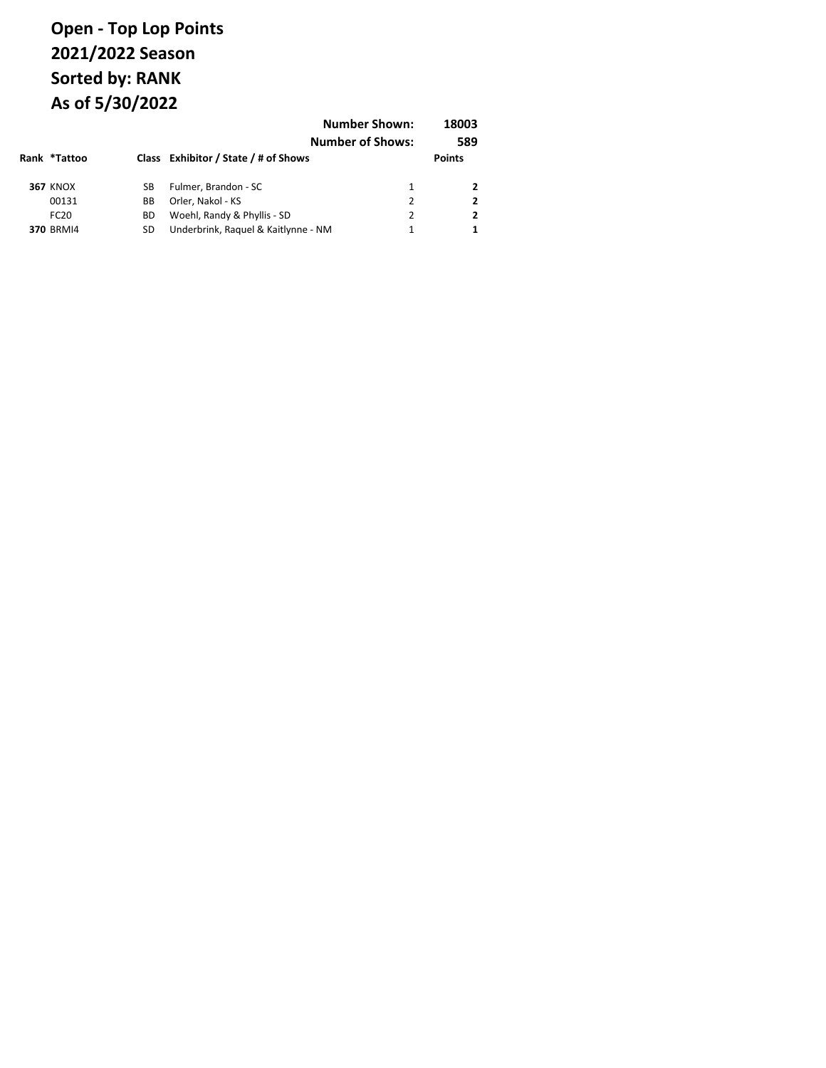# Open - Top Lop Points
# 2021/2022 Season
# Sorted by: RANK
# As of 5/30/2022

**Number Shown:** **18003**

**Number of Shows:** **589**

| Rank | *Tattoo | Class | Exhibitor / State / # of Shows | | Points |
|---|---|---|---|---|---|
| **367** | KNOX | SB | Fulmer, Brandon - SC | 1 | **2** |
| | 00131 | BB | Orler, Nakol - KS | 2 | **2** |
| | FC20 | BD | Woehl, Randy & Phyllis - SD | 2 | **2** |
| **370** | BRMI4 | SD | Underbrink, Raquel & Kaitlynne - NM | 1 | **1** |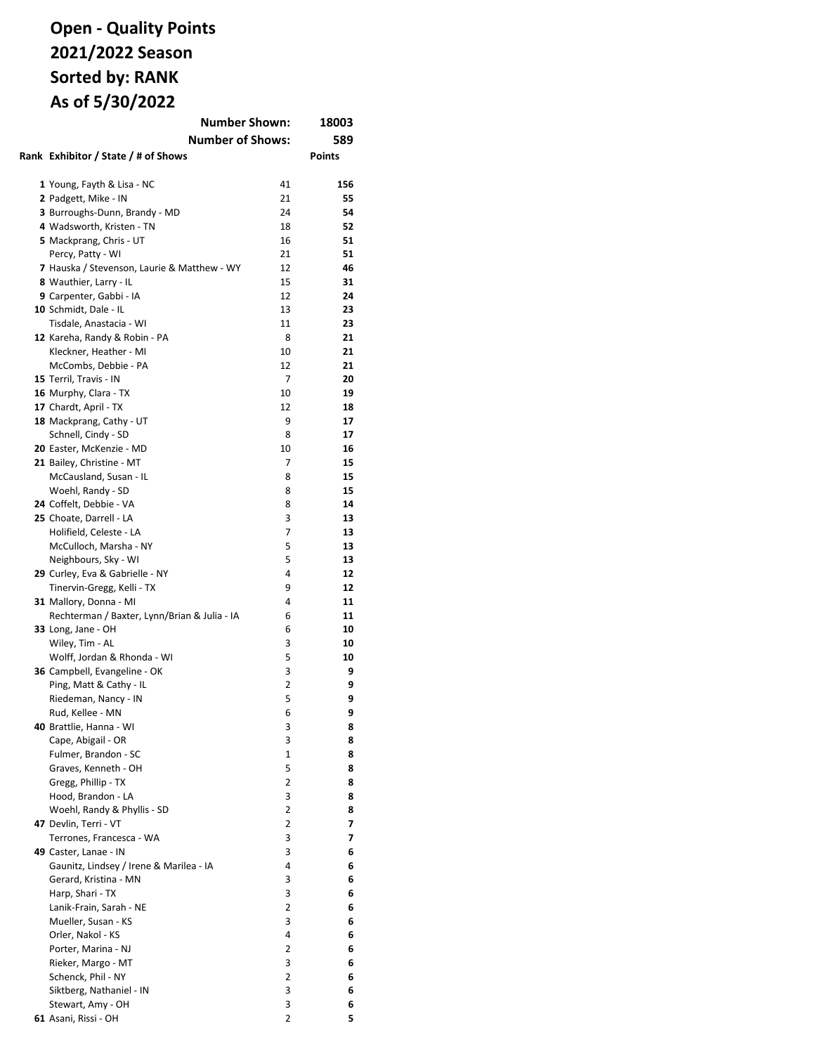# Open - Quality Points
# 2021/2022 Season
# Sorted by: RANK
# As of 5/30/2022

**Number Shown:** 18003

**Number of Shows:** 589

| Rank | Exhibitor / State / # of Shows | | Points |
|---|---|---|---|
| 1 | Young, Fayth & Lisa - NC | 41 | **156** |
| 2 | Padgett, Mike - IN | 21 | **55** |
| 3 | Burroughs-Dunn, Brandy - MD | 24 | **54** |
| 4 | Wadsworth, Kristen - TN | 18 | **52** |
| 5 | Mackprang, Chris - UT | 16 | **51** |
| | Percy, Patty - WI | 21 | **51** |
| 7 | Hauska / Stevenson, Laurie & Matthew - WY | 12 | **46** |
| 8 | Wauthier, Larry - IL | 15 | **31** |
| 9 | Carpenter, Gabbi - IA | 12 | **24** |
| 10 | Schmidt, Dale - IL | 13 | **23** |
| | Tisdale, Anastacia - WI | 11 | **23** |
| 12 | Kareha, Randy & Robin - PA | 8 | **21** |
| | Kleckner, Heather - MI | 10 | **21** |
| | McCombs, Debbie - PA | 12 | **21** |
| 15 | Terril, Travis - IN | 7 | **20** |
| 16 | Murphy, Clara - TX | 10 | **19** |
| 17 | Chardt, April - TX | 12 | **18** |
| 18 | Mackprang, Cathy - UT | 9 | **17** |
| | Schnell, Cindy - SD | 8 | **17** |
| 20 | Easter, McKenzie - MD | 10 | **16** |
| 21 | Bailey, Christine - MT | 7 | **15** |
| | McCausland, Susan - IL | 8 | **15** |
| | Woehl, Randy - SD | 8 | **15** |
| 24 | Coffelt, Debbie - VA | 8 | **14** |
| 25 | Choate, Darrell - LA | 3 | **13** |
| | Holifield, Celeste - LA | 7 | **13** |
| | McCulloch, Marsha - NY | 5 | **13** |
| | Neighbours, Sky - WI | 5 | **13** |
| 29 | Curley, Eva & Gabrielle - NY | 4 | **12** |
| | Tinervin-Gregg, Kelli - TX | 9 | **12** |
| 31 | Mallory, Donna - MI | 4 | **11** |
| | Rechterman / Baxter, Lynn/Brian & Julia - IA | 6 | **11** |
| 33 | Long, Jane - OH | 6 | **10** |
| | Wiley, Tim - AL | 3 | **10** |
| | Wolff, Jordan & Rhonda - WI | 5 | **10** |
| 36 | Campbell, Evangeline - OK | 3 | **9** |
| | Ping, Matt & Cathy - IL | 2 | **9** |
| | Riedeman, Nancy - IN | 5 | **9** |
| | Rud, Kellee - MN | 6 | **9** |
| 40 | Brattlie, Hanna - WI | 3 | **8** |
| | Cape, Abigail - OR | 3 | **8** |
| | Fulmer, Brandon - SC | 1 | **8** |
| | Graves, Kenneth - OH | 5 | **8** |
| | Gregg, Phillip - TX | 2 | **8** |
| | Hood, Brandon - LA | 3 | **8** |
| | Woehl, Randy & Phyllis - SD | 2 | **8** |
| 47 | Devlin, Terri - VT | 2 | **7** |
| | Terrones, Francesca - WA | 3 | **7** |
| 49 | Caster, Lanae - IN | 3 | **6** |
| | Gaunitz, Lindsey / Irene & Marilea - IA | 4 | **6** |
| | Gerard, Kristina - MN | 3 | **6** |
| | Harp, Shari - TX | 3 | **6** |
| | Lanik-Frain, Sarah - NE | 2 | **6** |
| | Mueller, Susan - KS | 3 | **6** |
| | Orler, Nakol - KS | 4 | **6** |
| | Porter, Marina - NJ | 2 | **6** |
| | Rieker, Margo - MT | 3 | **6** |
| | Schenck, Phil - NY | 2 | **6** |
| | Siktberg, Nathaniel - IN | 3 | **6** |
| | Stewart, Amy - OH | 3 | **6** |
| 61 | Asani, Rissi - OH | 2 | **5** |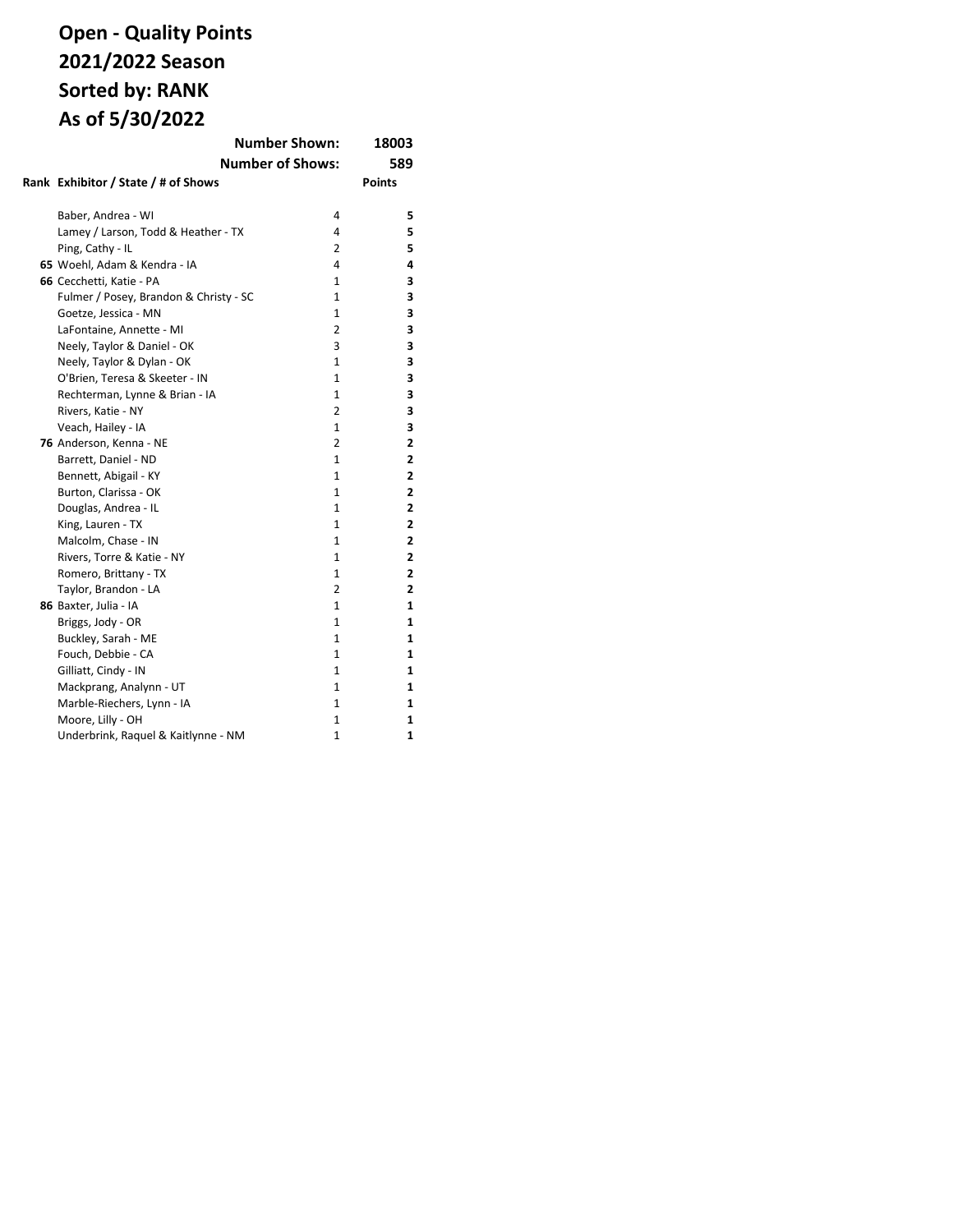# Open - Quality Points
# 2021/2022 Season
# Sorted by: RANK
# As of 5/30/2022

**Number Shown: 18003**

**Number of Shows: 589**

| Rank | Exhibitor / State / # of Shows | | Points |
|---|---|---|---|
| | Baber, Andrea - WI | 4 | **5** |
| | Lamey / Larson, Todd & Heather - TX | 4 | **5** |
| | Ping, Cathy - IL | 2 | **5** |
| **65** | Woehl, Adam & Kendra - IA | 4 | **4** |
| **66** | Cecchetti, Katie - PA | 1 | **3** |
| | Fulmer / Posey, Brandon & Christy - SC | 1 | **3** |
| | Goetze, Jessica - MN | 1 | **3** |
| | LaFontaine, Annette - MI | 2 | **3** |
| | Neely, Taylor & Daniel - OK | 3 | **3** |
| | Neely, Taylor & Dylan - OK | 1 | **3** |
| | O'Brien, Teresa & Skeeter - IN | 1 | **3** |
| | Rechterman, Lynne & Brian - IA | 1 | **3** |
| | Rivers, Katie - NY | 2 | **3** |
| | Veach, Hailey - IA | 1 | **3** |
| **76** | Anderson, Kenna - NE | 2 | **2** |
| | Barrett, Daniel - ND | 1 | **2** |
| | Bennett, Abigail - KY | 1 | **2** |
| | Burton, Clarissa - OK | 1 | **2** |
| | Douglas, Andrea - IL | 1 | **2** |
| | King, Lauren - TX | 1 | **2** |
| | Malcolm, Chase - IN | 1 | **2** |
| | Rivers, Torre & Katie - NY | 1 | **2** |
| | Romero, Brittany - TX | 1 | **2** |
| | Taylor, Brandon - LA | 2 | **2** |
| **86** | Baxter, Julia - IA | 1 | **1** |
| | Briggs, Jody - OR | 1 | **1** |
| | Buckley, Sarah - ME | 1 | **1** |
| | Fouch, Debbie - CA | 1 | **1** |
| | Gilliatt, Cindy - IN | 1 | **1** |
| | Mackprang, Analynn - UT | 1 | **1** |
| | Marble-Riechers, Lynn - IA | 1 | **1** |
| | Moore, Lilly - OH | 1 | **1** |
| | Underbrink, Raquel & Kaitlynne - NM | 1 | **1** |